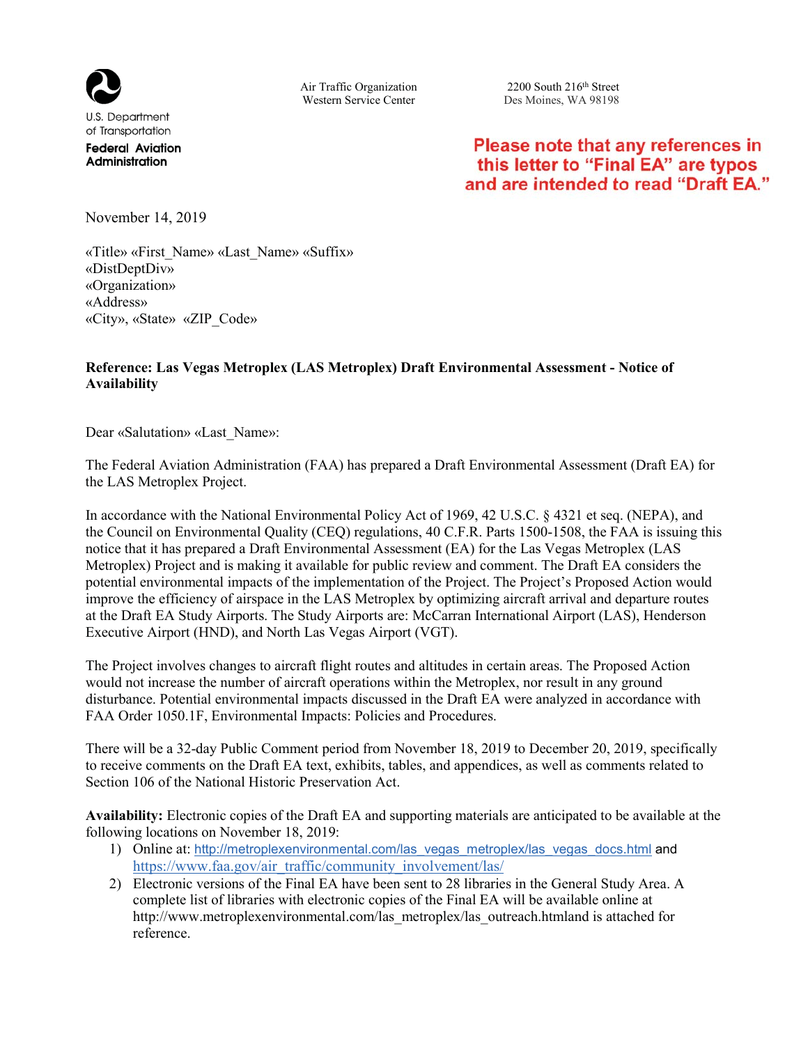U.S. Department of Transportation
**Federal Aviation Administration**

Air Traffic Organization
Western Service Center

2200 South 216th Street
Des Moines, WA 98198

**Please note that any references in this letter to "Final EA" are typos and are intended to read "Draft EA."**

November 14, 2019

«Title» «First_Name» «Last_Name» «Suffix»
«DistDeptDiv»
«Organization»
«Address»
«City», «State» «ZIP_Code»

**Reference: Las Vegas Metroplex (LAS Metroplex) Draft Environmental Assessment - Notice of Availability**

Dear «Salutation» «Last_Name»:

The Federal Aviation Administration (FAA) has prepared a Draft Environmental Assessment (Draft EA) for the LAS Metroplex Project.

In accordance with the National Environmental Policy Act of 1969, 42 U.S.C. § 4321 et seq. (NEPA), and the Council on Environmental Quality (CEQ) regulations, 40 C.F.R. Parts 1500-1508, the FAA is issuing this notice that it has prepared a Draft Environmental Assessment (EA) for the Las Vegas Metroplex (LAS Metroplex) Project and is making it available for public review and comment. The Draft EA considers the potential environmental impacts of the implementation of the Project. The Project's Proposed Action would improve the efficiency of airspace in the LAS Metroplex by optimizing aircraft arrival and departure routes at the Draft EA Study Airports. The Study Airports are: McCarran International Airport (LAS), Henderson Executive Airport (HND), and North Las Vegas Airport (VGT).

The Project involves changes to aircraft flight routes and altitudes in certain areas. The Proposed Action would not increase the number of aircraft operations within the Metroplex, nor result in any ground disturbance. Potential environmental impacts discussed in the Draft EA were analyzed in accordance with FAA Order 1050.1F, Environmental Impacts: Policies and Procedures.

There will be a 32-day Public Comment period from November 18, 2019 to December 20, 2019, specifically to receive comments on the Draft EA text, exhibits, tables, and appendices, as well as comments related to Section 106 of the National Historic Preservation Act.

**Availability:** Electronic copies of the Draft EA and supporting materials are anticipated to be available at the following locations on November 18, 2019:

1) Online at: http://metroplexenvironmental.com/las_vegas_metroplex/las_vegas_docs.html and https://www.faa.gov/air_traffic/community_involvement/las/
2) Electronic versions of the Final EA have been sent to 28 libraries in the General Study Area. A complete list of libraries with electronic copies of the Final EA will be available online at http://www.metroplexenvironmental.com/las_metroplex/las_outreach.htmland is attached for reference.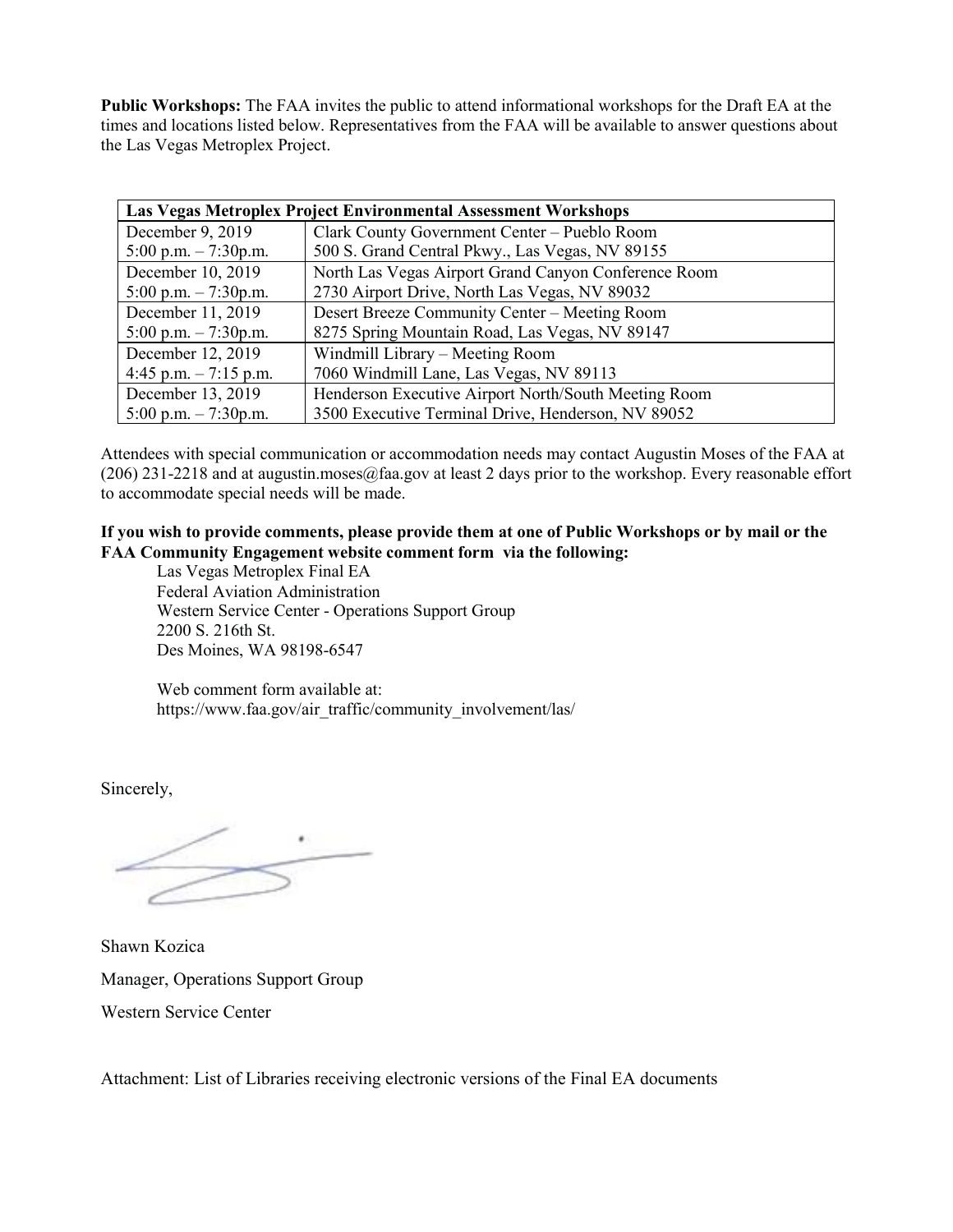**Public Workshops:** The FAA invites the public to attend informational workshops for the Draft EA at the times and locations listed below. Representatives from the FAA will be available to answer questions about the Las Vegas Metroplex Project.

| Las Vegas Metroplex Project Environmental Assessment Workshops | |
|---|---|
| December 9, 2019<br>5:00 p.m. – 7:30p.m. | Clark County Government Center – Pueblo Room<br>500 S. Grand Central Pkwy., Las Vegas, NV 89155 |
| December 10, 2019<br>5:00 p.m. – 7:30p.m. | North Las Vegas Airport Grand Canyon Conference Room<br>2730 Airport Drive, North Las Vegas, NV 89032 |
| December 11, 2019<br>5:00 p.m. – 7:30p.m. | Desert Breeze Community Center – Meeting Room<br>8275 Spring Mountain Road, Las Vegas, NV 89147 |
| December 12, 2019<br>4:45 p.m. – 7:15 p.m. | Windmill Library – Meeting Room<br>7060 Windmill Lane, Las Vegas, NV 89113 |
| December 13, 2019<br>5:00 p.m. – 7:30p.m. | Henderson Executive Airport North/South Meeting Room<br>3500 Executive Terminal Drive, Henderson, NV 89052 |

Attendees with special communication or accommodation needs may contact Augustin Moses of the FAA at (206) 231-2218 and at augustin.moses@faa.gov at least 2 days prior to the workshop. Every reasonable effort to accommodate special needs will be made.

**If you wish to provide comments, please provide them at one of Public Workshops or by mail or the FAA Community Engagement website comment form via the following:**

Las Vegas Metroplex Final EA
Federal Aviation Administration
Western Service Center - Operations Support Group
2200 S. 216th St.
Des Moines, WA 98198-6547

Web comment form available at:
https://www.faa.gov/air_traffic/community_involvement/las/

Sincerely,

Shawn Kozica

Manager, Operations Support Group

Western Service Center

Attachment: List of Libraries receiving electronic versions of the Final EA documents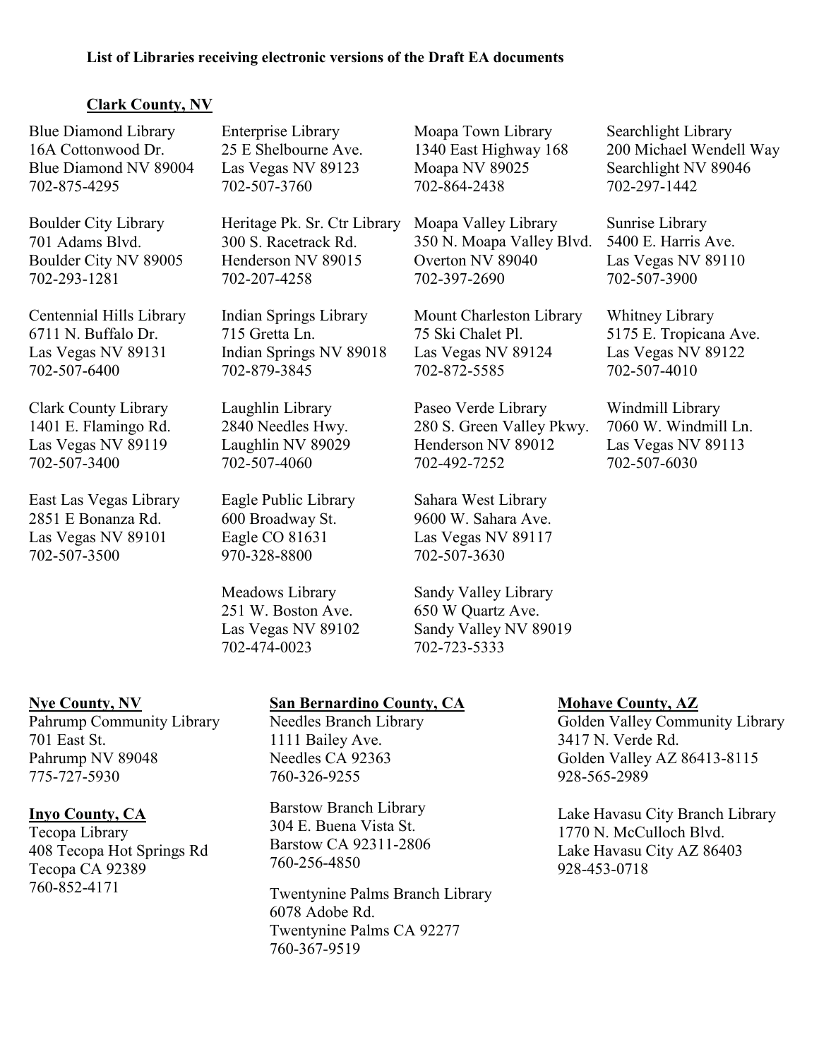**List of Libraries receiving electronic versions of the Draft EA documents**

## Clark County, NV

Blue Diamond Library
16A Cottonwood Dr.
Blue Diamond NV 89004
702-875-4295

Boulder City Library
701 Adams Blvd.
Boulder City NV 89005
702-293-1281

Centennial Hills Library
6711 N. Buffalo Dr.
Las Vegas NV 89131
702-507-6400

Clark County Library
1401 E. Flamingo Rd.
Las Vegas NV 89119
702-507-3400

East Las Vegas Library
2851 E Bonanza Rd.
Las Vegas NV 89101
702-507-3500

Enterprise Library
25 E Shelbourne Ave.
Las Vegas NV 89123
702-507-3760

Heritage Pk. Sr. Ctr Library
300 S. Racetrack Rd.
Henderson NV 89015
702-207-4258

Indian Springs Library
715 Gretta Ln.
Indian Springs NV 89018
702-879-3845

Laughlin Library
2840 Needles Hwy.
Laughlin NV 89029
702-507-4060

Eagle Public Library
600 Broadway St.
Eagle CO 81631
970-328-8800

Meadows Library
251 W. Boston Ave.
Las Vegas NV 89102
702-474-0023

Moapa Town Library
1340 East Highway 168
Moapa NV 89025
702-864-2438

Moapa Valley Library
350 N. Moapa Valley Blvd.
Overton NV 89040
702-397-2690

Mount Charleston Library
75 Ski Chalet Pl.
Las Vegas NV 89124
702-872-5585

Paseo Verde Library
280 S. Green Valley Pkwy.
Henderson NV 89012
702-492-7252

Sahara West Library
9600 W. Sahara Ave.
Las Vegas NV 89117
702-507-3630

Sandy Valley Library
650 W Quartz Ave.
Sandy Valley NV 89019
702-723-5333

Searchlight Library
200 Michael Wendell Way
Searchlight NV 89046
702-297-1442

Sunrise Library
5400 E. Harris Ave.
Las Vegas NV 89110
702-507-3900

Whitney Library
5175 E. Tropicana Ave.
Las Vegas NV 89122
702-507-4010

Windmill Library
7060 W. Windmill Ln.
Las Vegas NV 89113
702-507-6030

## Nye County, NV

Pahrump Community Library
701 East St.
Pahrump NV 89048
775-727-5930

## Inyo County, CA

Tecopa Library
408 Tecopa Hot Springs Rd
Tecopa CA 92389
760-852-4171

## San Bernardino County, CA

Needles Branch Library
1111 Bailey Ave.
Needles CA 92363
760-326-9255

Barstow Branch Library
304 E. Buena Vista St.
Barstow CA 92311-2806
760-256-4850

Twentynine Palms Branch Library
6078 Adobe Rd.
Twentynine Palms CA 92277
760-367-9519

## Mohave County, AZ

Golden Valley Community Library
3417 N. Verde Rd.
Golden Valley AZ 86413-8115
928-565-2989

Lake Havasu City Branch Library
1770 N. McCulloch Blvd.
Lake Havasu City AZ 86403
928-453-0718